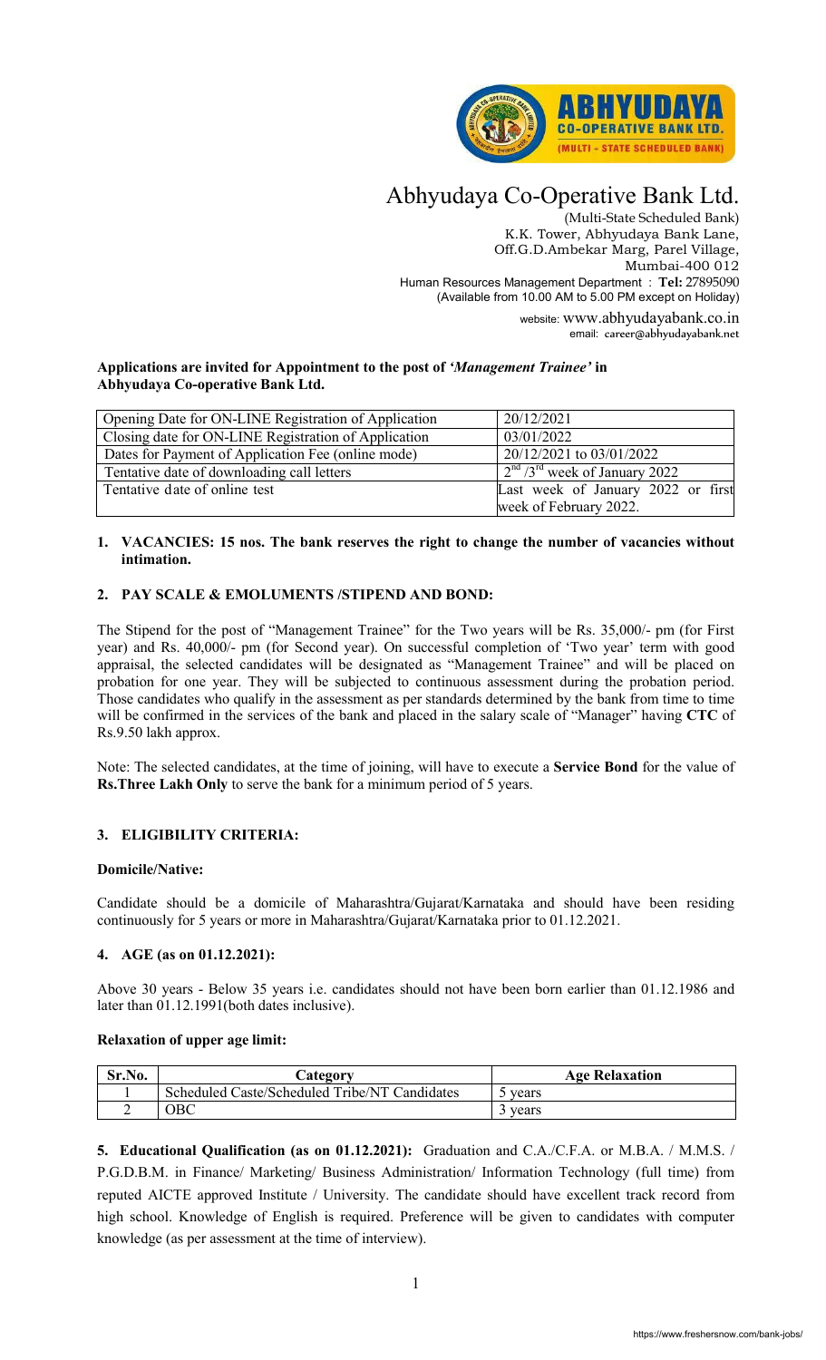# Abhyudaya Co-Operative Bank Ltd.

(Multi-State Scheduled Bank)
K.K. Tower, Abhyudaya Bank Lane,
Off.G.D.Ambekar Marg, Parel Village,
Mumbai-400 012
Human Resources Management Department : **Tel:** 27895090
(Available from 10.00 AM to 5.00 PM except on Holiday)

website: www.abhyudayabank.co.in
email: career@abhyudayabank.net

**Applications are invited for Appointment to the post of *'Management Trainee'* in Abhyudaya Co-operative Bank Ltd.**

| Opening Date for ON-LINE Registration of Application | 20/12/2021 |
|---|---|
| Closing date for ON-LINE Registration of Application | 03/01/2022 |
| Dates for Payment of Application Fee (online mode) | 20/12/2021 to 03/01/2022 |
| Tentative date of downloading call letters | 2nd /3rd week of January 2022 |
| Tentative date of online test | Last week of January 2022 or first week of February 2022. |

**1. VACANCIES: 15 nos. The bank reserves the right to change the number of vacancies without intimation.**

**2. PAY SCALE & EMOLUMENTS /STIPEND AND BOND:**

The Stipend for the post of "Management Trainee" for the Two years will be Rs. 35,000/- pm (for First year) and Rs. 40,000/- pm (for Second year). On successful completion of 'Two year' term with good appraisal, the selected candidates will be designated as "Management Trainee" and will be placed on probation for one year. They will be subjected to continuous assessment during the probation period. Those candidates who qualify in the assessment as per standards determined by the bank from time to time will be confirmed in the services of the bank and placed in the salary scale of "Manager" having **CTC** of Rs.9.50 lakh approx.

Note: The selected candidates, at the time of joining, will have to execute a **Service Bond** for the value of **Rs.Three Lakh Only** to serve the bank for a minimum period of 5 years.

**3. ELIGIBILITY CRITERIA:**

**Domicile/Native:**

Candidate should be a domicile of Maharashtra/Gujarat/Karnataka and should have been residing continuously for 5 years or more in Maharashtra/Gujarat/Karnataka prior to 01.12.2021.

**4. AGE (as on 01.12.2021):**

Above 30 years - Below 35 years i.e. candidates should not have been born earlier than 01.12.1986 and later than 01.12.1991(both dates inclusive).

**Relaxation of upper age limit:**

| Sr.No. | Category | Age Relaxation |
|---|---|---|
| 1 | Scheduled Caste/Scheduled Tribe/NT Candidates | 5 years |
| 2 | OBC | 3 years |

**5. Educational Qualification (as on 01.12.2021):** Graduation and C.A./C.F.A. or M.B.A. / M.M.S. / P.G.D.B.M. in Finance/ Marketing/ Business Administration/ Information Technology (full time) from reputed AICTE approved Institute / University. The candidate should have excellent track record from high school. Knowledge of English is required. Preference will be given to candidates with computer knowledge (as per assessment at the time of interview).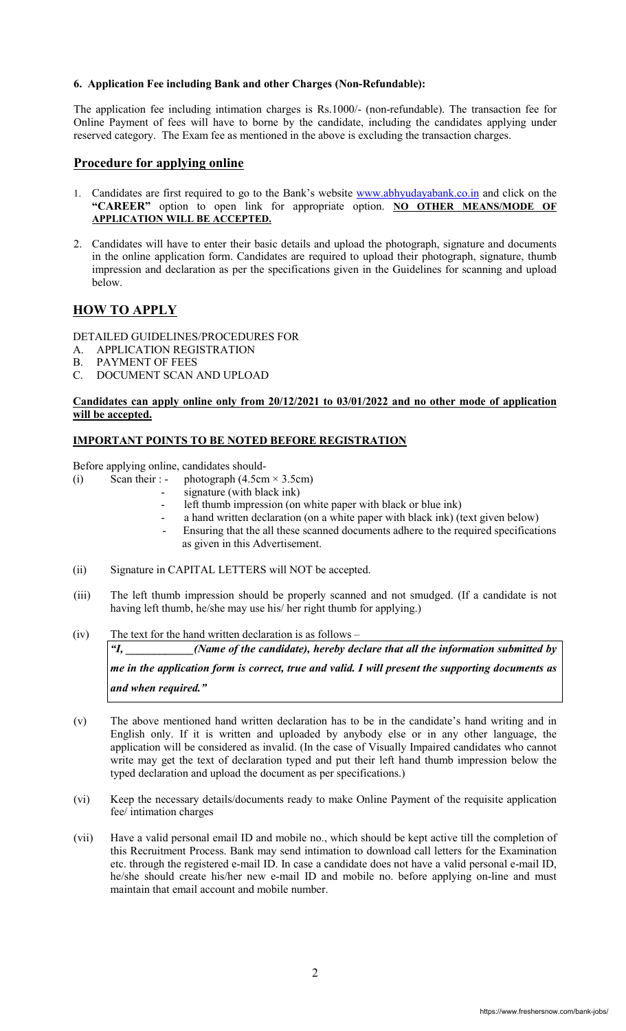**6. Application Fee including Bank and other Charges (Non-Refundable):**

The application fee including intimation charges is Rs.1000/- (non-refundable). The transaction fee for Online Payment of fees will have to borne by the candidate, including the candidates applying under reserved category. The Exam fee as mentioned in the above is excluding the transaction charges.

## Procedure for applying online

1. Candidates are first required to go to the Bank's website www.abhyudayabank.co.in and click on the **"CAREER"** option to open link for appropriate option. **NO OTHER MEANS/MODE OF APPLICATION WILL BE ACCEPTED.**
2. Candidates will have to enter their basic details and upload the photograph, signature and documents in the online application form. Candidates are required to upload their photograph, signature, thumb impression and declaration as per the specifications given in the Guidelines for scanning and upload below.

## HOW TO APPLY

DETAILED GUIDELINES/PROCEDURES FOR

A. APPLICATION REGISTRATION
B. PAYMENT OF FEES
C. DOCUMENT SCAN AND UPLOAD

**Candidates can apply online only from 20/12/2021 to 03/01/2022 and no other mode of application will be accepted.**

**IMPORTANT POINTS TO BE NOTED BEFORE REGISTRATION**

Before applying online, candidates should-

(i) Scan their : - photograph (4.5cm × 3.5cm)
  - signature (with black ink)
  - left thumb impression (on white paper with black or blue ink)
  - a hand written declaration (on a white paper with black ink) (text given below)
  - Ensuring that the all these scanned documents adhere to the required specifications as given in this Advertisement.

(ii) Signature in CAPITAL LETTERS will NOT be accepted.

(iii) The left thumb impression should be properly scanned and not smudged. (If a candidate is not having left thumb, he/she may use his/ her right thumb for applying.)

(iv) The text for the hand written declaration is as follows –

> ***"I, \_\_\_\_\_\_\_\_\_\_\_\_(Name of the candidate), hereby declare that all the information submitted by me in the application form is correct, true and valid. I will present the supporting documents as and when required."***

(v) The above mentioned hand written declaration has to be in the candidate's hand writing and in English only. If it is written and uploaded by anybody else or in any other language, the application will be considered as invalid. (In the case of Visually Impaired candidates who cannot write may get the text of declaration typed and put their left hand thumb impression below the typed declaration and upload the document as per specifications.)

(vi) Keep the necessary details/documents ready to make Online Payment of the requisite application fee/ intimation charges

(vii) Have a valid personal email ID and mobile no., which should be kept active till the completion of this Recruitment Process. Bank may send intimation to download call letters for the Examination etc. through the registered e-mail ID. In case a candidate does not have a valid personal e-mail ID, he/she should create his/her new e-mail ID and mobile no. before applying on-line and must maintain that email account and mobile number.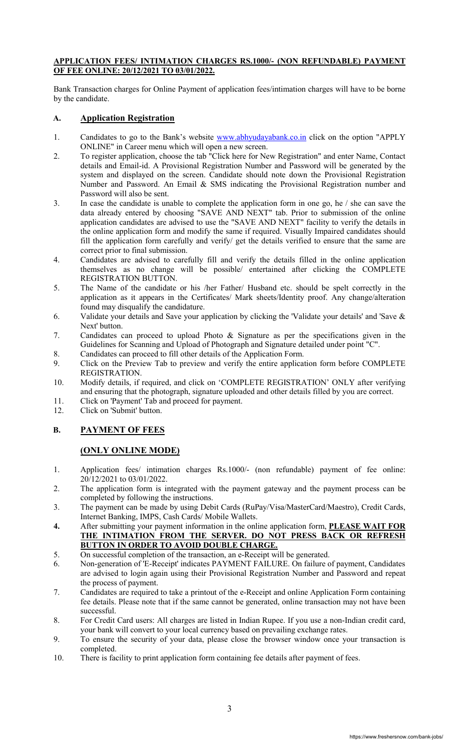**APPLICATION FEES/ INTIMATION CHARGES RS.1000/- (NON REFUNDABLE) PAYMENT OF FEE ONLINE: 20/12/2021 TO 03/01/2022.**

Bank Transaction charges for Online Payment of application fees/intimation charges will have to be borne by the candidate.

## A. Application Registration

1. Candidates to go to the Bank's website www.abhyudayabank.co.in click on the option "APPLY ONLINE" in Career menu which will open a new screen.
2. To register application, choose the tab "Click here for New Registration" and enter Name, Contact details and Email-id. A Provisional Registration Number and Password will be generated by the system and displayed on the screen. Candidate should note down the Provisional Registration Number and Password. An Email & SMS indicating the Provisional Registration number and Password will also be sent.
3. In case the candidate is unable to complete the application form in one go, he / she can save the data already entered by choosing "SAVE AND NEXT" tab. Prior to submission of the online application candidates are advised to use the "SAVE AND NEXT" facility to verify the details in the online application form and modify the same if required. Visually Impaired candidates should fill the application form carefully and verify/ get the details verified to ensure that the same are correct prior to final submission.
4. Candidates are advised to carefully fill and verify the details filled in the online application themselves as no change will be possible/ entertained after clicking the COMPLETE REGISTRATION BUTTON.
5. The Name of the candidate or his /her Father/ Husband etc. should be spelt correctly in the application as it appears in the Certificates/ Mark sheets/Identity proof. Any change/alteration found may disqualify the candidature.
6. Validate your details and Save your application by clicking the 'Validate your details' and 'Save & Next' button.
7. Candidates can proceed to upload Photo & Signature as per the specifications given in the Guidelines for Scanning and Upload of Photograph and Signature detailed under point "C".
8. Candidates can proceed to fill other details of the Application Form.
9. Click on the Preview Tab to preview and verify the entire application form before COMPLETE REGISTRATION.
10. Modify details, if required, and click on 'COMPLETE REGISTRATION' ONLY after verifying and ensuring that the photograph, signature uploaded and other details filled by you are correct.
11. Click on 'Payment' Tab and proceed for payment.
12. Click on 'Submit' button.

## B. PAYMENT OF FEES

### (ONLY ONLINE MODE)

1. Application fees/ intimation charges Rs.1000/- (non refundable) payment of fee online: 20/12/2021 to 03/01/2022.
2. The application form is integrated with the payment gateway and the payment process can be completed by following the instructions.
3. The payment can be made by using Debit Cards (RuPay/Visa/MasterCard/Maestro), Credit Cards, Internet Banking, IMPS, Cash Cards/ Mobile Wallets.
4. After submitting your payment information in the online application form, **PLEASE WAIT FOR THE INTIMATION FROM THE SERVER. DO NOT PRESS BACK OR REFRESH BUTTON IN ORDER TO AVOID DOUBLE CHARGE.**
5. On successful completion of the transaction, an e-Receipt will be generated.
6. Non-generation of 'E-Receipt' indicates PAYMENT FAILURE. On failure of payment, Candidates are advised to login again using their Provisional Registration Number and Password and repeat the process of payment.
7. Candidates are required to take a printout of the e-Receipt and online Application Form containing fee details. Please note that if the same cannot be generated, online transaction may not have been successful.
8. For Credit Card users: All charges are listed in Indian Rupee. If you use a non-Indian credit card, your bank will convert to your local currency based on prevailing exchange rates.
9. To ensure the security of your data, please close the browser window once your transaction is completed.
10. There is facility to print application form containing fee details after payment of fees.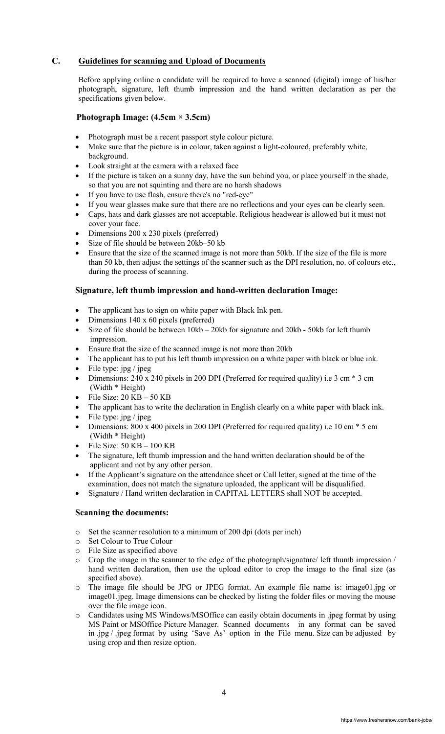## C. Guidelines for scanning and Upload of Documents

Before applying online a candidate will be required to have a scanned (digital) image of his/her photograph, signature, left thumb impression and the hand written declaration as per the specifications given below.

### Photograph Image: (4.5cm × 3.5cm)

- Photograph must be a recent passport style colour picture.
- Make sure that the picture is in colour, taken against a light-coloured, preferably white, background.
- Look straight at the camera with a relaxed face
- If the picture is taken on a sunny day, have the sun behind you, or place yourself in the shade, so that you are not squinting and there are no harsh shadows
- If you have to use flash, ensure there's no "red-eye"
- If you wear glasses make sure that there are no reflections and your eyes can be clearly seen.
- Caps, hats and dark glasses are not acceptable. Religious headwear is allowed but it must not cover your face.
- Dimensions 200 x 230 pixels (preferred)
- Size of file should be between 20kb–50 kb
- Ensure that the size of the scanned image is not more than 50kb. If the size of the file is more than 50 kb, then adjust the settings of the scanner such as the DPI resolution, no. of colours etc., during the process of scanning.

### Signature, left thumb impression and hand-written declaration Image:

- The applicant has to sign on white paper with Black Ink pen.
- Dimensions 140 x 60 pixels (preferred)
- Size of file should be between 10kb – 20kb for signature and 20kb - 50kb for left thumb impression.
- Ensure that the size of the scanned image is not more than 20kb
- The applicant has to put his left thumb impression on a white paper with black or blue ink.
- File type: jpg / jpeg
- Dimensions: 240 x 240 pixels in 200 DPI (Preferred for required quality) i.e 3 cm * 3 cm (Width * Height)
- File Size: 20 KB – 50 KB
- The applicant has to write the declaration in English clearly on a white paper with black ink.
- File type: jpg / jpeg
- Dimensions: 800 x 400 pixels in 200 DPI (Preferred for required quality) i.e 10 cm * 5 cm (Width * Height)
- File Size: 50 KB – 100 KB
- The signature, left thumb impression and the hand written declaration should be of the applicant and not by any other person.
- If the Applicant's signature on the attendance sheet or Call letter, signed at the time of the examination, does not match the signature uploaded, the applicant will be disqualified.
- Signature / Hand written declaration in CAPITAL LETTERS shall NOT be accepted.

### Scanning the documents:

- Set the scanner resolution to a minimum of 200 dpi (dots per inch)
- Set Colour to True Colour
- File Size as specified above
- Crop the image in the scanner to the edge of the photograph/signature/ left thumb impression / hand written declaration, then use the upload editor to crop the image to the final size (as specified above).
- The image file should be JPG or JPEG format. An example file name is: image01.jpg or image01.jpeg. Image dimensions can be checked by listing the folder files or moving the mouse over the file image icon.
- Candidates using MS Windows/MSOffice can easily obtain documents in .jpeg format by using MS Paint or MSOffice Picture Manager. Scanned documents in any format can be saved in .jpg / .jpeg format by using 'Save As' option in the File menu. Size can be adjusted by using crop and then resize option.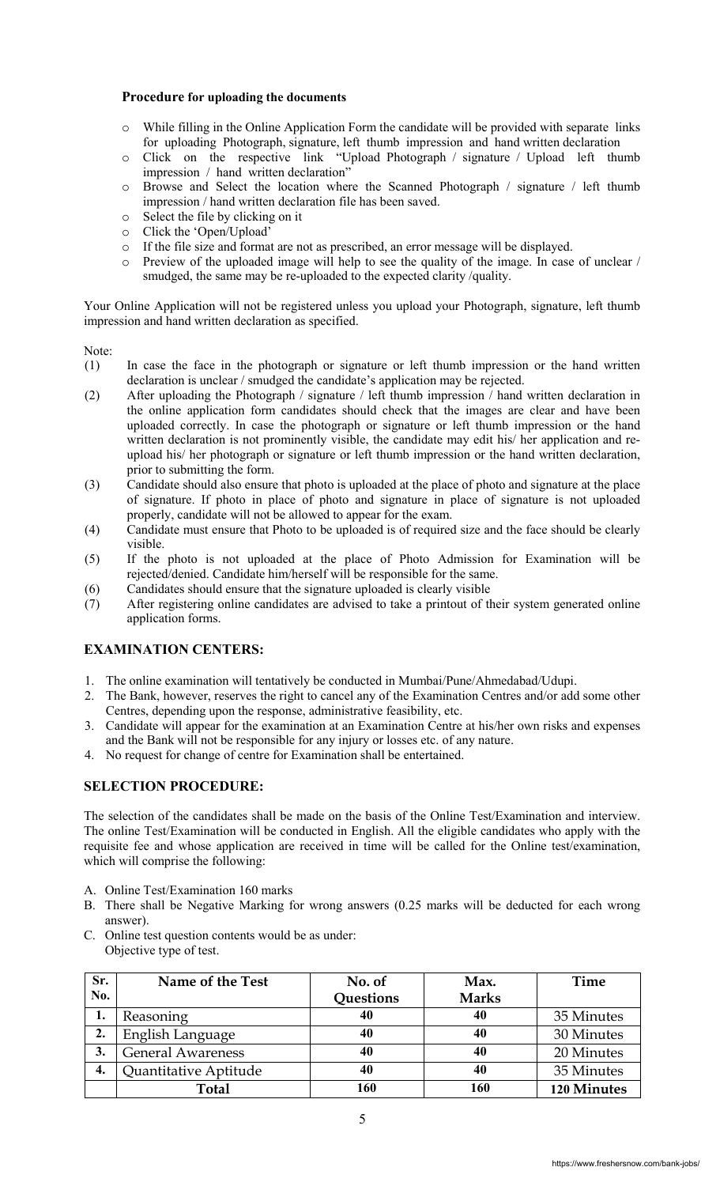**Procedure for uploading the documents**

- While filling in the Online Application Form the candidate will be provided with separate links for uploading Photograph, signature, left thumb impression and hand written declaration
- Click on the respective link "Upload Photograph / signature / Upload left thumb impression / hand written declaration"
- Browse and Select the location where the Scanned Photograph / signature / left thumb impression / hand written declaration file has been saved.
- Select the file by clicking on it
- Click the 'Open/Upload'
- If the file size and format are not as prescribed, an error message will be displayed.
- Preview of the uploaded image will help to see the quality of the image. In case of unclear / smudged, the same may be re-uploaded to the expected clarity /quality.

Your Online Application will not be registered unless you upload your Photograph, signature, left thumb impression and hand written declaration as specified.

Note:

(1) In case the face in the photograph or signature or left thumb impression or the hand written declaration is unclear / smudged the candidate's application may be rejected.

(2) After uploading the Photograph / signature / left thumb impression / hand written declaration in the online application form candidates should check that the images are clear and have been uploaded correctly. In case the photograph or signature or left thumb impression or the hand written declaration is not prominently visible, the candidate may edit his/ her application and re-upload his/ her photograph or signature or left thumb impression or the hand written declaration, prior to submitting the form.

(3) Candidate should also ensure that photo is uploaded at the place of photo and signature at the place of signature. If photo in place of photo and signature in place of signature is not uploaded properly, candidate will not be allowed to appear for the exam.

(4) Candidate must ensure that Photo to be uploaded is of required size and the face should be clearly visible.

(5) If the photo is not uploaded at the place of Photo Admission for Examination will be rejected/denied. Candidate him/herself will be responsible for the same.

(6) Candidates should ensure that the signature uploaded is clearly visible

(7) After registering online candidates are advised to take a printout of their system generated online application forms.

## EXAMINATION CENTERS:

1. The online examination will tentatively be conducted in Mumbai/Pune/Ahmedabad/Udupi.
2. The Bank, however, reserves the right to cancel any of the Examination Centres and/or add some other Centres, depending upon the response, administrative feasibility, etc.
3. Candidate will appear for the examination at an Examination Centre at his/her own risks and expenses and the Bank will not be responsible for any injury or losses etc. of any nature.
4. No request for change of centre for Examination shall be entertained.

## SELECTION PROCEDURE:

The selection of the candidates shall be made on the basis of the Online Test/Examination and interview. The online Test/Examination will be conducted in English. All the eligible candidates who apply with the requisite fee and whose application are received in time will be called for the Online test/examination, which will comprise the following:

A. Online Test/Examination 160 marks

B. There shall be Negative Marking for wrong answers (0.25 marks will be deducted for each wrong answer).

C. Online test question contents would be as under:
Objective type of test.

| Sr. No. | Name of the Test | No. of Questions | Max. Marks | Time |
|---|---|---|---|---|
| 1. | Reasoning | 40 | 40 | 35 Minutes |
| 2. | English Language | 40 | 40 | 30 Minutes |
| 3. | General Awareness | 40 | 40 | 20 Minutes |
| 4. | Quantitative Aptitude | 40 | 40 | 35 Minutes |
| | **Total** | **160** | **160** | **120 Minutes** |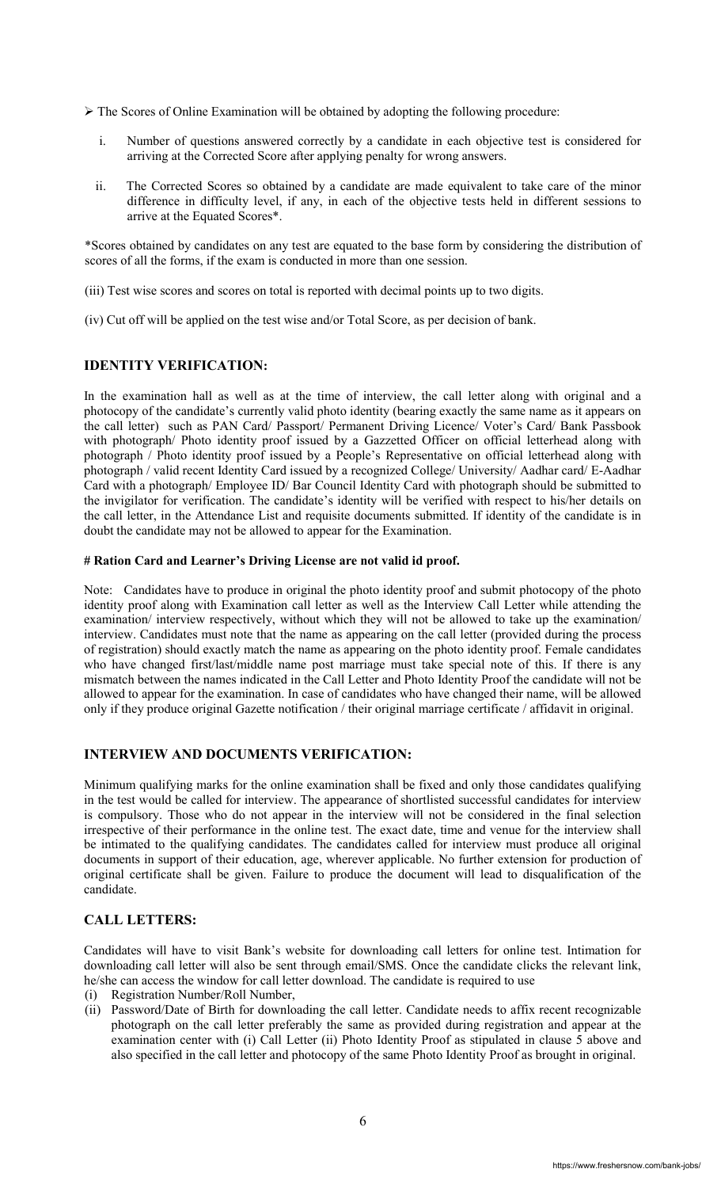- The Scores of Online Examination will be obtained by adopting the following procedure:

  i. Number of questions answered correctly by a candidate in each objective test is considered for arriving at the Corrected Score after applying penalty for wrong answers.

  ii. The Corrected Scores so obtained by a candidate are made equivalent to take care of the minor difference in difficulty level, if any, in each of the objective tests held in different sessions to arrive at the Equated Scores*.

*Scores obtained by candidates on any test are equated to the base form by considering the distribution of scores of all the forms, if the exam is conducted in more than one session.

(iii) Test wise scores and scores on total is reported with decimal points up to two digits.

(iv) Cut off will be applied on the test wise and/or Total Score, as per decision of bank.

## IDENTITY VERIFICATION:

In the examination hall as well as at the time of interview, the call letter along with original and a photocopy of the candidate's currently valid photo identity (bearing exactly the same name as it appears on the call letter) such as PAN Card/ Passport/ Permanent Driving Licence/ Voter's Card/ Bank Passbook with photograph/ Photo identity proof issued by a Gazzetted Officer on official letterhead along with photograph / Photo identity proof issued by a People's Representative on official letterhead along with photograph / valid recent Identity Card issued by a recognized College/ University/ Aadhar card/ E-Aadhar Card with a photograph/ Employee ID/ Bar Council Identity Card with photograph should be submitted to the invigilator for verification. The candidate's identity will be verified with respect to his/her details on the call letter, in the Attendance List and requisite documents submitted. If identity of the candidate is in doubt the candidate may not be allowed to appear for the Examination.

**# Ration Card and Learner's Driving License are not valid id proof.**

Note: Candidates have to produce in original the photo identity proof and submit photocopy of the photo identity proof along with Examination call letter as well as the Interview Call Letter while attending the examination/ interview respectively, without which they will not be allowed to take up the examination/ interview. Candidates must note that the name as appearing on the call letter (provided during the process of registration) should exactly match the name as appearing on the photo identity proof. Female candidates who have changed first/last/middle name post marriage must take special note of this. If there is any mismatch between the names indicated in the Call Letter and Photo Identity Proof the candidate will not be allowed to appear for the examination. In case of candidates who have changed their name, will be allowed only if they produce original Gazette notification / their original marriage certificate / affidavit in original.

## INTERVIEW AND DOCUMENTS VERIFICATION:

Minimum qualifying marks for the online examination shall be fixed and only those candidates qualifying in the test would be called for interview. The appearance of shortlisted successful candidates for interview is compulsory. Those who do not appear in the interview will not be considered in the final selection irrespective of their performance in the online test. The exact date, time and venue for the interview shall be intimated to the qualifying candidates. The candidates called for interview must produce all original documents in support of their education, age, wherever applicable. No further extension for production of original certificate shall be given. Failure to produce the document will lead to disqualification of the candidate.

## CALL LETTERS:

Candidates will have to visit Bank's website for downloading call letters for online test. Intimation for downloading call letter will also be sent through email/SMS. Once the candidate clicks the relevant link, he/she can access the window for call letter download. The candidate is required to use

(i) Registration Number/Roll Number,
(ii) Password/Date of Birth for downloading the call letter. Candidate needs to affix recent recognizable photograph on the call letter preferably the same as provided during registration and appear at the examination center with (i) Call Letter (ii) Photo Identity Proof as stipulated in clause 5 above and also specified in the call letter and photocopy of the same Photo Identity Proof as brought in original.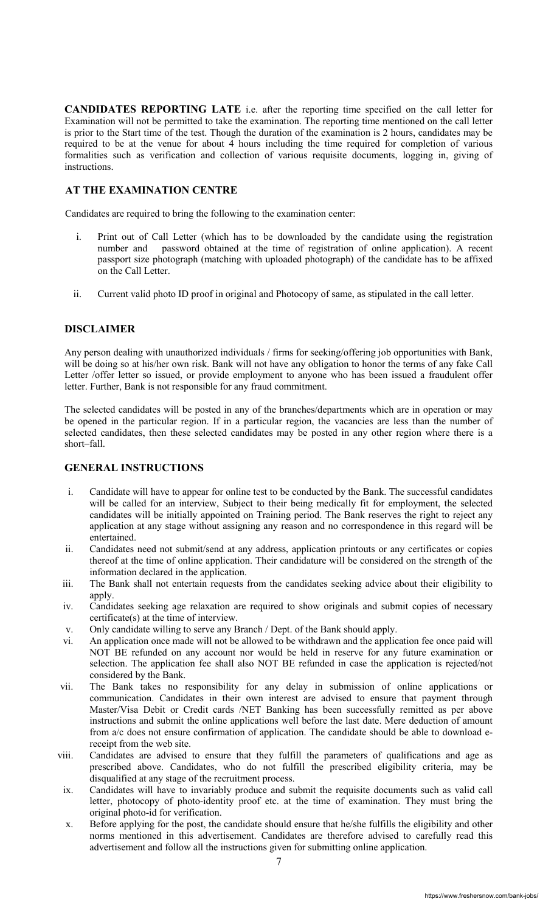**CANDIDATES REPORTING LATE** i.e. after the reporting time specified on the call letter for Examination will not be permitted to take the examination. The reporting time mentioned on the call letter is prior to the Start time of the test. Though the duration of the examination is 2 hours, candidates may be required to be at the venue for about 4 hours including the time required for completion of various formalities such as verification and collection of various requisite documents, logging in, giving of instructions.

## AT THE EXAMINATION CENTRE

Candidates are required to bring the following to the examination center:

i. Print out of Call Letter (which has to be downloaded by the candidate using the registration number and password obtained at the time of registration of online application). A recent passport size photograph (matching with uploaded photograph) of the candidate has to be affixed on the Call Letter.

ii. Current valid photo ID proof in original and Photocopy of same, as stipulated in the call letter.

## DISCLAIMER

Any person dealing with unauthorized individuals / firms for seeking/offering job opportunities with Bank, will be doing so at his/her own risk. Bank will not have any obligation to honor the terms of any fake Call Letter /offer letter so issued, or provide employment to anyone who has been issued a fraudulent offer letter. Further, Bank is not responsible for any fraud commitment.

The selected candidates will be posted in any of the branches/departments which are in operation or may be opened in the particular region. If in a particular region, the vacancies are less than the number of selected candidates, then these selected candidates may be posted in any other region where there is a short–fall.

## GENERAL INSTRUCTIONS

i. Candidate will have to appear for online test to be conducted by the Bank. The successful candidates will be called for an interview, Subject to their being medically fit for employment, the selected candidates will be initially appointed on Training period. The Bank reserves the right to reject any application at any stage without assigning any reason and no correspondence in this regard will be entertained.

ii. Candidates need not submit/send at any address, application printouts or any certificates or copies thereof at the time of online application. Their candidature will be considered on the strength of the information declared in the application.

iii. The Bank shall not entertain requests from the candidates seeking advice about their eligibility to apply.

iv. Candidates seeking age relaxation are required to show originals and submit copies of necessary certificate(s) at the time of interview.

v. Only candidate willing to serve any Branch / Dept. of the Bank should apply.

vi. An application once made will not be allowed to be withdrawn and the application fee once paid will NOT BE refunded on any account nor would be held in reserve for any future examination or selection. The application fee shall also NOT BE refunded in case the application is rejected/not considered by the Bank.

vii. The Bank takes no responsibility for any delay in submission of online applications or communication. Candidates in their own interest are advised to ensure that payment through Master/Visa Debit or Credit cards /NET Banking has been successfully remitted as per above instructions and submit the online applications well before the last date. Mere deduction of amount from a/c does not ensure confirmation of application. The candidate should be able to download e-receipt from the web site.

viii. Candidates are advised to ensure that they fulfill the parameters of qualifications and age as prescribed above. Candidates, who do not fulfill the prescribed eligibility criteria, may be disqualified at any stage of the recruitment process.

ix. Candidates will have to invariably produce and submit the requisite documents such as valid call letter, photocopy of photo-identity proof etc. at the time of examination. They must bring the original photo-id for verification.

x. Before applying for the post, the candidate should ensure that he/she fulfills the eligibility and other norms mentioned in this advertisement. Candidates are therefore advised to carefully read this advertisement and follow all the instructions given for submitting online application.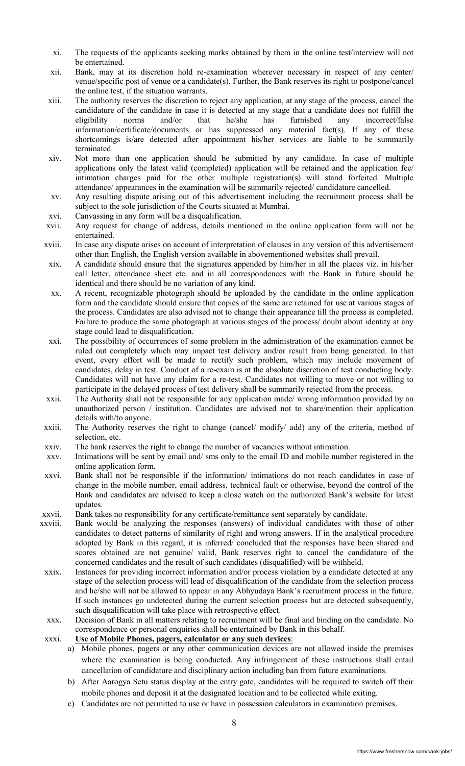xi. The requests of the applicants seeking marks obtained by them in the online test/interview will not be entertained.

xii. Bank, may at its discretion hold re-examination wherever necessary in respect of any center/ venue/specific post of venue or a candidate(s). Further, the Bank reserves its right to postpone/cancel the online test, if the situation warrants.

xiii. The authority reserves the discretion to reject any application, at any stage of the process, cancel the candidature of the candidate in case it is detected at any stage that a candidate does not fulfill the eligibility norms and/or that he/she has furnished any incorrect/false information/certificate/documents or has suppressed any material fact(s). If any of these shortcomings is/are detected after appointment his/her services are liable to be summarily terminated.

xiv. Not more than one application should be submitted by any candidate. In case of multiple applications only the latest valid (completed) application will be retained and the application fee/ intimation charges paid for the other multiple registration(s) will stand forfeited. Multiple attendance/ appearances in the examination will be summarily rejected/ candidature cancelled.

xv. Any resulting dispute arising out of this advertisement including the recruitment process shall be subject to the sole jurisdiction of the Courts situated at Mumbai.

xvi. Canvassing in any form will be a disqualification.

xvii. Any request for change of address, details mentioned in the online application form will not be entertained.

xviii. In case any dispute arises on account of interpretation of clauses in any version of this advertisement other than English, the English version available in abovementioned websites shall prevail.

xix. A candidate should ensure that the signatures appended by him/her in all the places viz. in his/her call letter, attendance sheet etc. and in all correspondences with the Bank in future should be identical and there should be no variation of any kind.

xx. A recent, recognizable photograph should be uploaded by the candidate in the online application form and the candidate should ensure that copies of the same are retained for use at various stages of the process. Candidates are also advised not to change their appearance till the process is completed. Failure to produce the same photograph at various stages of the process/ doubt about identity at any stage could lead to disqualification.

xxi. The possibility of occurrences of some problem in the administration of the examination cannot be ruled out completely which may impact test delivery and/or result from being generated. In that event, every effort will be made to rectify such problem, which may include movement of candidates, delay in test. Conduct of a re-exam is at the absolute discretion of test conducting body. Candidates will not have any claim for a re-test. Candidates not willing to move or not willing to participate in the delayed process of test delivery shall be summarily rejected from the process.

xxii. The Authority shall not be responsible for any application made/ wrong information provided by an unauthorized person / institution. Candidates are advised not to share/mention their application details with/to anyone.

xxiii. The Authority reserves the right to change (cancel/ modify/ add) any of the criteria, method of selection, etc.

xxiv. The bank reserves the right to change the number of vacancies without intimation.

xxv. Intimations will be sent by email and/ sms only to the email ID and mobile number registered in the online application form.

xxvi. Bank shall not be responsible if the information/ intimations do not reach candidates in case of change in the mobile number, email address, technical fault or otherwise, beyond the control of the Bank and candidates are advised to keep a close watch on the authorized Bank's website for latest updates.

xxvii. Bank takes no responsibility for any certificate/remittance sent separately by candidate.

xxviii. Bank would be analyzing the responses (answers) of individual candidates with those of other candidates to detect patterns of similarity of right and wrong answers. If in the analytical procedure adopted by Bank in this regard, it is inferred/ concluded that the responses have been shared and scores obtained are not genuine/ valid, Bank reserves right to cancel the candidature of the concerned candidates and the result of such candidates (disqualified) will be withheld.

xxix. Instances for providing incorrect information and/or process violation by a candidate detected at any stage of the selection process will lead of disqualification of the candidate from the selection process and he/she will not be allowed to appear in any Abhyudaya Bank's recruitment process in the future. If such instances go undetected during the current selection process but are detected subsequently, such disqualification will take place with retrospective effect.

xxx. Decision of Bank in all matters relating to recruitment will be final and binding on the candidate. No correspondence or personal enquiries shall be entertained by Bank in this behalf.

xxxi. **Use of Mobile Phones, pagers, calculator or any such devices**:

a) Mobile phones, pagers or any other communication devices are not allowed inside the premises where the examination is being conducted. Any infringement of these instructions shall entail cancellation of candidature and disciplinary action including ban from future examinations.

b) After Aarogya Setu status display at the entry gate, candidates will be required to switch off their mobile phones and deposit it at the designated location and to be collected while exiting.

c) Candidates are not permitted to use or have in possession calculators in examination premises.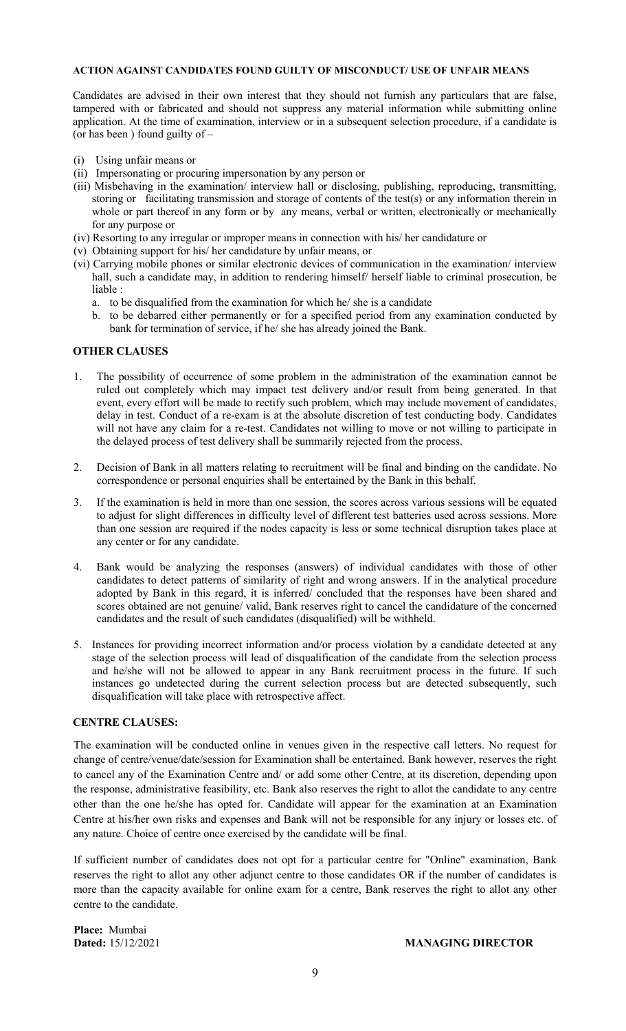**ACTION AGAINST CANDIDATES FOUND GUILTY OF MISCONDUCT/ USE OF UNFAIR MEANS**

Candidates are advised in their own interest that they should not furnish any particulars that are false, tampered with or fabricated and should not suppress any material information while submitting online application. At the time of examination, interview or in a subsequent selection procedure, if a candidate is (or has been ) found guilty of –

(i) Using unfair means or
(ii) Impersonating or procuring impersonation by any person or
(iii) Misbehaving in the examination/ interview hall or disclosing, publishing, reproducing, transmitting, storing or facilitating transmission and storage of contents of the test(s) or any information therein in whole or part thereof in any form or by any means, verbal or written, electronically or mechanically for any purpose or
(iv) Resorting to any irregular or improper means in connection with his/ her candidature or
(v) Obtaining support for his/ her candidature by unfair means, or
(vi) Carrying mobile phones or similar electronic devices of communication in the examination/ interview hall, such a candidate may, in addition to rendering himself/ herself liable to criminal prosecution, be liable :
   a. to be disqualified from the examination for which he/ she is a candidate
   b. to be debarred either permanently or for a specified period from any examination conducted by bank for termination of service, if he/ she has already joined the Bank.

**OTHER CLAUSES**

1. The possibility of occurrence of some problem in the administration of the examination cannot be ruled out completely which may impact test delivery and/or result from being generated. In that event, every effort will be made to rectify such problem, which may include movement of candidates, delay in test. Conduct of a re-exam is at the absolute discretion of test conducting body. Candidates will not have any claim for a re-test. Candidates not willing to move or not willing to participate in the delayed process of test delivery shall be summarily rejected from the process.

2. Decision of Bank in all matters relating to recruitment will be final and binding on the candidate. No correspondence or personal enquiries shall be entertained by the Bank in this behalf.

3. If the examination is held in more than one session, the scores across various sessions will be equated to adjust for slight differences in difficulty level of different test batteries used across sessions. More than one session are required if the nodes capacity is less or some technical disruption takes place at any center or for any candidate.

4. Bank would be analyzing the responses (answers) of individual candidates with those of other candidates to detect patterns of similarity of right and wrong answers. If in the analytical procedure adopted by Bank in this regard, it is inferred/ concluded that the responses have been shared and scores obtained are not genuine/ valid, Bank reserves right to cancel the candidature of the concerned candidates and the result of such candidates (disqualified) will be withheld.

5. Instances for providing incorrect information and/or process violation by a candidate detected at any stage of the selection process will lead of disqualification of the candidate from the selection process and he/she will not be allowed to appear in any Bank recruitment process in the future. If such instances go undetected during the current selection process but are detected subsequently, such disqualification will take place with retrospective affect.

**CENTRE CLAUSES:**

The examination will be conducted online in venues given in the respective call letters. No request for change of centre/venue/date/session for Examination shall be entertained. Bank however, reserves the right to cancel any of the Examination Centre and/ or add some other Centre, at its discretion, depending upon the response, administrative feasibility, etc. Bank also reserves the right to allot the candidate to any centre other than the one he/she has opted for. Candidate will appear for the examination at an Examination Centre at his/her own risks and expenses and Bank will not be responsible for any injury or losses etc. of any nature. Choice of centre once exercised by the candidate will be final.

If sufficient number of candidates does not opt for a particular centre for "Online" examination, Bank reserves the right to allot any other adjunct centre to those candidates OR if the number of candidates is more than the capacity available for online exam for a centre, Bank reserves the right to allot any other centre to the candidate.

**Place:** Mumbai
**Dated:** 15/12/2021

**MANAGING DIRECTOR**